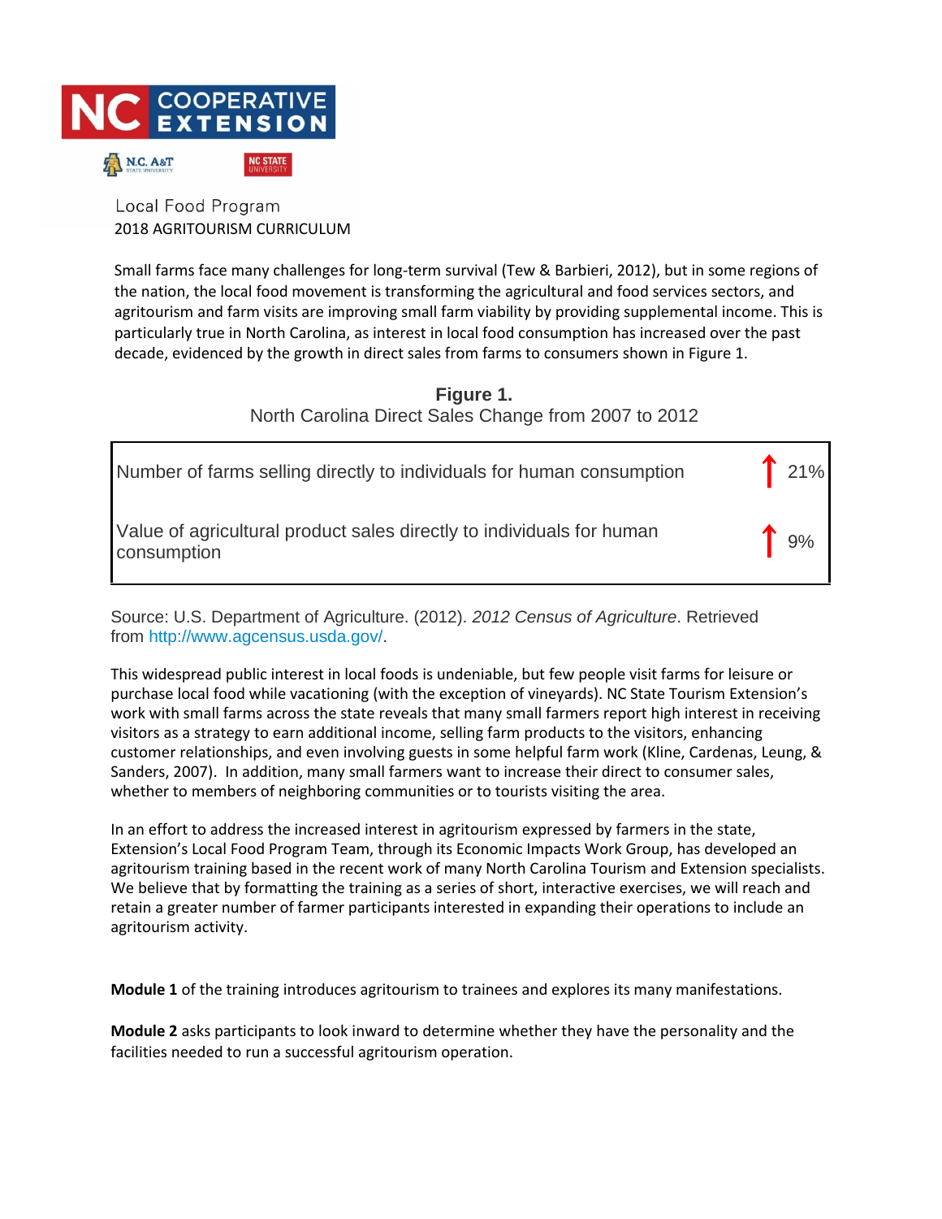NC COOPERATIVE EXTENSION

N.C. A&T STATE UNIVERSITY | NC STATE UNIVERSITY

Local Food Program
2018 AGRITOURISM CURRICULUM

Small farms face many challenges for long-term survival (Tew & Barbieri, 2012), but in some regions of the nation, the local food movement is transforming the agricultural and food services sectors, and agritourism and farm visits are improving small farm viability by providing supplemental income. This is particularly true in North Carolina, as interest in local food consumption has increased over the past decade, evidenced by the growth in direct sales from farms to consumers shown in Figure 1.

**Figure 1.**
North Carolina Direct Sales Change from 2007 to 2012

| Measure | Change |
|---|---|
| Number of farms selling directly to individuals for human consumption | ↑ 21% |
| Value of agricultural product sales directly to individuals for human consumption | ↑ 9% |

Source: U.S. Department of Agriculture. (2012). *2012 Census of Agriculture*. Retrieved from http://www.agcensus.usda.gov/.

This widespread public interest in local foods is undeniable, but few people visit farms for leisure or purchase local food while vacationing (with the exception of vineyards). NC State Tourism Extension's work with small farms across the state reveals that many small farmers report high interest in receiving visitors as a strategy to earn additional income, selling farm products to the visitors, enhancing customer relationships, and even involving guests in some helpful farm work (Kline, Cardenas, Leung, & Sanders, 2007). In addition, many small farmers want to increase their direct to consumer sales, whether to members of neighboring communities or to tourists visiting the area.

In an effort to address the increased interest in agritourism expressed by farmers in the state, Extension's Local Food Program Team, through its Economic Impacts Work Group, has developed an agritourism training based in the recent work of many North Carolina Tourism and Extension specialists. We believe that by formatting the training as a series of short, interactive exercises, we will reach and retain a greater number of farmer participants interested in expanding their operations to include an agritourism activity.

**Module 1** of the training introduces agritourism to trainees and explores its many manifestations.

**Module 2** asks participants to look inward to determine whether they have the personality and the facilities needed to run a successful agritourism operation.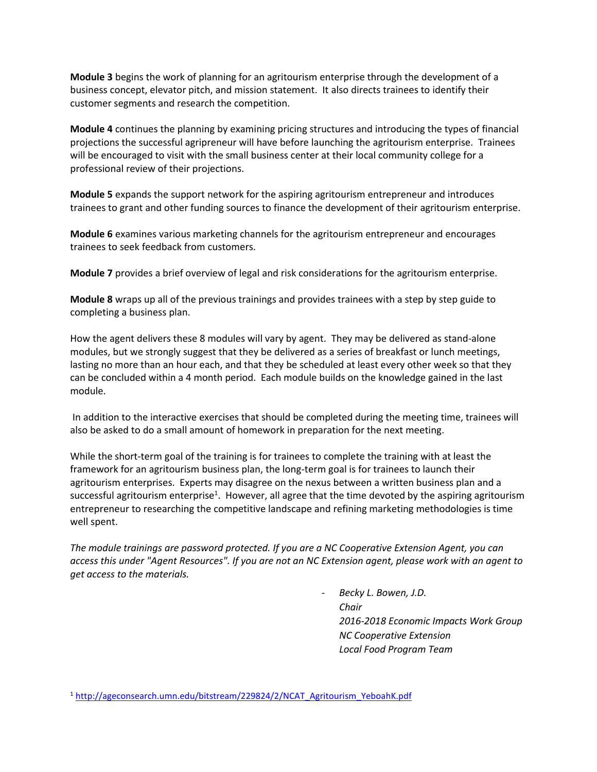**Module 3** begins the work of planning for an agritourism enterprise through the development of a business concept, elevator pitch, and mission statement. It also directs trainees to identify their customer segments and research the competition.

**Module 4** continues the planning by examining pricing structures and introducing the types of financial projections the successful agripreneur will have before launching the agritourism enterprise. Trainees will be encouraged to visit with the small business center at their local community college for a professional review of their projections.

**Module 5** expands the support network for the aspiring agritourism entrepreneur and introduces trainees to grant and other funding sources to finance the development of their agritourism enterprise.

**Module 6** examines various marketing channels for the agritourism entrepreneur and encourages trainees to seek feedback from customers.

**Module 7** provides a brief overview of legal and risk considerations for the agritourism enterprise.

**Module 8** wraps up all of the previous trainings and provides trainees with a step by step guide to completing a business plan.

How the agent delivers these 8 modules will vary by agent. They may be delivered as stand-alone modules, but we strongly suggest that they be delivered as a series of breakfast or lunch meetings, lasting no more than an hour each, and that they be scheduled at least every other week so that they can be concluded within a 4 month period. Each module builds on the knowledge gained in the last module.

In addition to the interactive exercises that should be completed during the meeting time, trainees will also be asked to do a small amount of homework in preparation for the next meeting.

While the short-term goal of the training is for trainees to complete the training with at least the framework for an agritourism business plan, the long-term goal is for trainees to launch their agritourism enterprises. Experts may disagree on the nexus between a written business plan and a successful agritourism enterprise[1]. However, all agree that the time devoted by the aspiring agritourism entrepreneur to researching the competitive landscape and refining marketing methodologies is time well spent.

*The module trainings are password protected. If you are a NC Cooperative Extension Agent, you can access this under "Agent Resources". If you are not an NC Extension agent, please work with an agent to get access to the materials.*

- *Becky L. Bowen, J.D.*
  *Chair*
  *2016-2018 Economic Impacts Work Group*
  *NC Cooperative Extension*
  *Local Food Program Team*

[1] http://ageconsearch.umn.edu/bitstream/229824/2/NCAT_Agritourism_YeboahK.pdf